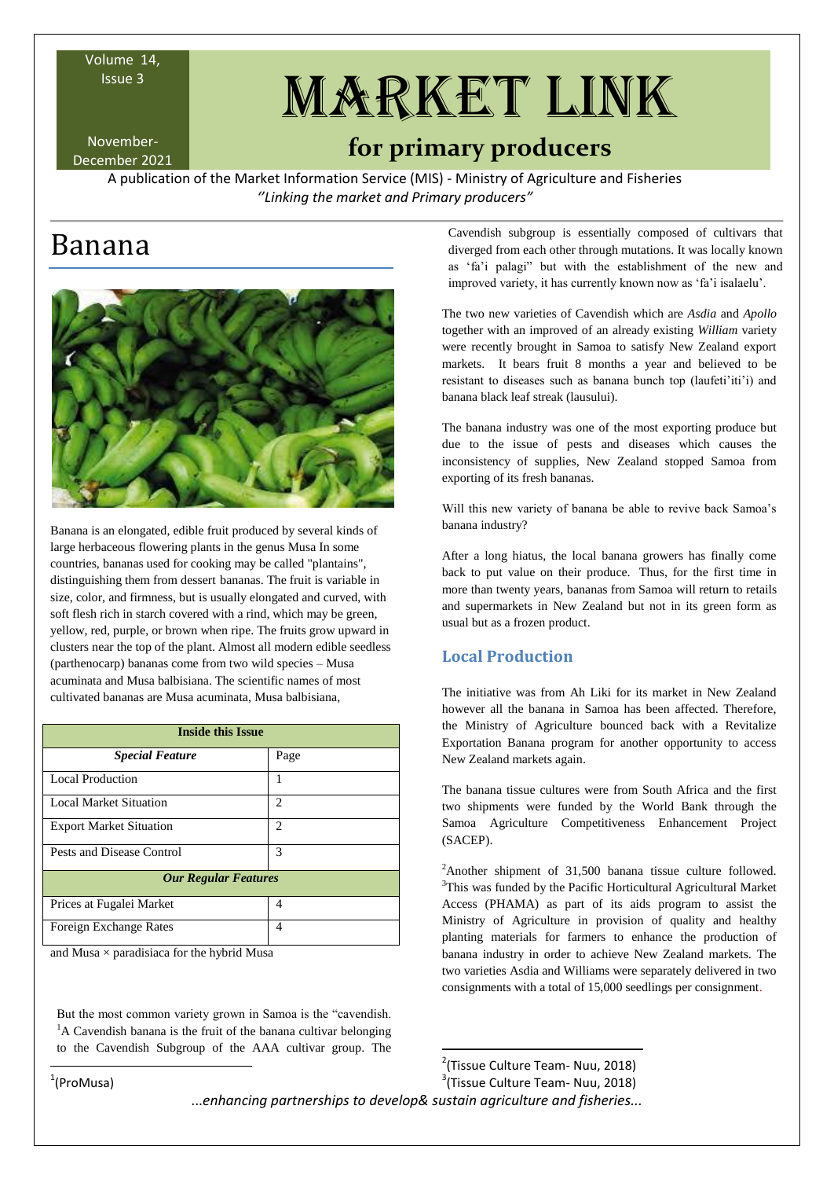# MARKET LINK

## for primary producers

Volume 14, Issue 3

November-December 2021

A publication of the Market Information Service (MIS) - Ministry of Agriculture and Fisheries

*"Linking the market and Primary producers"*

# Banana

Banana is an elongated, edible fruit produced by several kinds of large herbaceous flowering plants in the genus Musa In some countries, bananas used for cooking may be called "plantains", distinguishing them from dessert bananas. The fruit is variable in size, color, and firmness, but is usually elongated and curved, with soft flesh rich in starch covered with a rind, which may be green, yellow, red, purple, or brown when ripe. The fruits grow upward in clusters near the top of the plant. Almost all modern edible seedless (parthenocarp) bananas come from two wild species – Musa acuminata and Musa balbisiana. The scientific names of most cultivated bananas are Musa acuminata, Musa balbisiana, and Musa × paradisiaca for the hybrid Musa

| Inside this Issue | |
|---|---|
| ***Special Feature*** | Page |
| Local Production | 1 |
| Local Market Situation | 2 |
| Export Market Situation | 2 |
| Pests and Disease Control | 3 |
| ***Our Regular Features*** | |
| Prices at Fugalei Market | 4 |
| Foreign Exchange Rates | 4 |

But the most common variety grown in Samoa is the "cavendish. [1]A Cavendish banana is the fruit of the banana cultivar belonging to the Cavendish Subgroup of the AAA cultivar group. The Cavendish subgroup is essentially composed of cultivars that diverged from each other through mutations. It was locally known as 'fa'i palagi" but with the establishment of the new and improved variety, it has currently known now as 'fa'i isalaelu'.

The two new varieties of Cavendish which are *Asdia* and *Apollo* together with an improved of an already existing *William* variety were recently brought in Samoa to satisfy New Zealand export markets. It bears fruit 8 months a year and believed to be resistant to diseases such as banana bunch top (laufeti'iti'i) and banana black leaf streak (lausului).

The banana industry was one of the most exporting produce but due to the issue of pests and diseases which causes the inconsistency of supplies, New Zealand stopped Samoa from exporting of its fresh bananas.

Will this new variety of banana be able to revive back Samoa's banana industry?

After a long hiatus, the local banana growers has finally come back to put value on their produce. Thus, for the first time in more than twenty years, bananas from Samoa will return to retails and supermarkets in New Zealand but not in its green form as usual but as a frozen product.

## Local Production

The initiative was from Ah Liki for its market in New Zealand however all the banana in Samoa has been affected. Therefore, the Ministry of Agriculture bounced back with a Revitalize Exportation Banana program for another opportunity to access New Zealand markets again.

The banana tissue cultures were from South Africa and the first two shipments were funded by the World Bank through the Samoa Agriculture Competitiveness Enhancement Project (SACEP).

[2]Another shipment of 31,500 banana tissue culture followed. [3]This was funded by the Pacific Horticultural Agricultural Market Access (PHAMA) as part of its aids program to assist the Ministry of Agriculture in provision of quality and healthy planting materials for farmers to enhance the production of banana industry in order to achieve New Zealand markets. The two varieties Asdia and Williams were separately delivered in two consignments with a total of 15,000 seedlings per consignment.

[1](ProMusa)

[2](Tissue Culture Team- Nuu, 2018)

[3](Tissue Culture Team- Nuu, 2018)

*...enhancing partnerships to develop& sustain agriculture and fisheries...*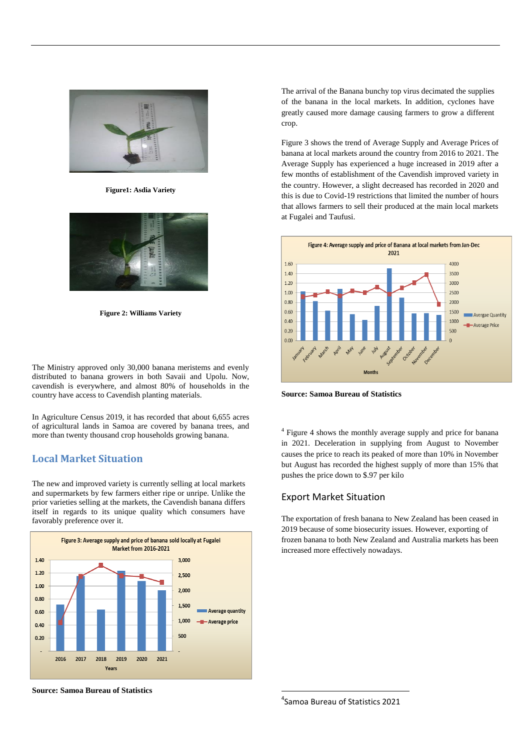Figure1: Asdia Variety

Figure 2: Williams Variety

The Ministry approved only 30,000 banana meristems and evenly distributed to banana growers in both Savaii and Upolu. Now, cavendish is everywhere, and almost 80% of households in the country have access to Cavendish planting materials.

In Agriculture Census 2019, it has recorded that about 6,655 acres of agricultural lands in Samoa are covered by banana trees, and more than twenty thousand crop households growing banana.

## Local Market Situation

The new and improved variety is currently selling at local markets and supermarkets by few farmers either ripe or unripe. Unlike the prior varieties selling at the markets, the Cavendish banana differs itself in regards to its unique quality which consumers have favorably preference over it.

Figure 3: Average supply and price of banana sold locally at Fugalei Market from 2016-2021

**Source: Samoa Bureau of Statistics**

The arrival of the Banana bunchy top virus decimated the supplies of the banana in the local markets. In addition, cyclones have greatly caused more damage causing farmers to grow a different crop.

Figure 3 shows the trend of Average Supply and Average Prices of banana at local markets around the country from 2016 to 2021. The Average Supply has experienced a huge increased in 2019 after a few months of establishment of the Cavendish improved variety in the country. However, a slight decreased has recorded in 2020 and this is due to Covid-19 restrictions that limited the number of hours that allows farmers to sell their produced at the main local markets at Fugalei and Taufusi.

Figure 4: Average supply and price of Banana at local markets from Jan-Dec 2021

**Source: Samoa Bureau of Statistics**

[4] Figure 4 shows the monthly average supply and price for banana in 2021. Deceleration in supplying from August to November causes the price to reach its peaked of more than 10% in November but August has recorded the highest supply of more than 15% that pushes the price down to $.97 per kilo

## Export Market Situation

The exportation of fresh banana to New Zealand has been ceased in 2019 because of some biosecurity issues. However, exporting of frozen banana to both New Zealand and Australia markets has been increased more effectively nowadays.

[4] Samoa Bureau of Statistics 2021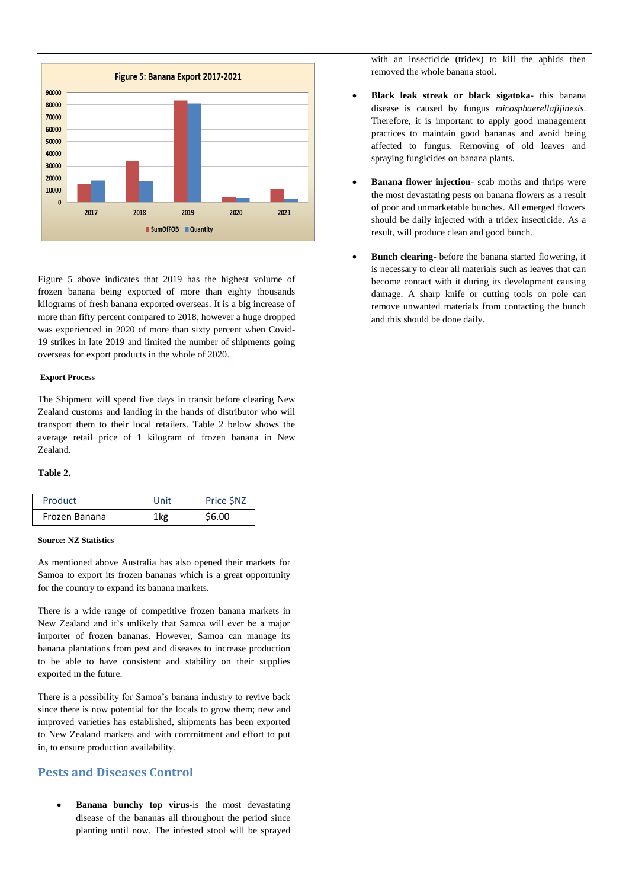Figure 5: Banana Export 2017-2021

Figure 5 above indicates that 2019 has the highest volume of frozen banana being exported of more than eighty thousands kilograms of fresh banana exported overseas. It is a big increase of more than fifty percent compared to 2018, however a huge dropped was experienced in 2020 of more than sixty percent when Covid-19 strikes in late 2019 and limited the number of shipments going overseas for export products in the whole of 2020.

**Export Process**

The Shipment will spend five days in transit before clearing New Zealand customs and landing in the hands of distributor who will transport them to their local retailers. Table 2 below shows the average retail price of 1 kilogram of frozen banana in New Zealand.

**Table 2.**

| Product | Unit | Price $NZ |
|---|---|---|
| Frozen Banana | 1kg | $6.00 |

**Source: NZ Statistics**

As mentioned above Australia has also opened their markets for Samoa to export its frozen bananas which is a great opportunity for the country to expand its banana markets.

There is a wide range of competitive frozen banana markets in New Zealand and it's unlikely that Samoa will ever be a major importer of frozen bananas. However, Samoa can manage its banana plantations from pest and diseases to increase production to be able to have consistent and stability on their supplies exported in the future.

There is a possibility for Samoa's banana industry to revive back since there is now potential for the locals to grow them; new and improved varieties has established, shipments has been exported to New Zealand markets and with commitment and effort to put in, to ensure production availability.

## Pests and Diseases Control

- **Banana bunchy top virus**-is the most devastating disease of the bananas all throughout the period since planting until now. The infested stool will be sprayed with an insecticide (tridex) to kill the aphids then removed the whole banana stool.
- **Black leak streak or black sigatoka**- this banana disease is caused by fungus *micosphaerellafijinesis*. Therefore, it is important to apply good management practices to maintain good bananas and avoid being affected to fungus. Removing of old leaves and spraying fungicides on banana plants.
- **Banana flower injection**- scab moths and thrips were the most devastating pests on banana flowers as a result of poor and unmarketable bunches. All emerged flowers should be daily injected with a tridex insecticide. As a result, will produce clean and good bunch.
- **Bunch clearing**- before the banana started flowering, it is necessary to clear all materials such as leaves that can become contact with it during its development causing damage. A sharp knife or cutting tools on pole can remove unwanted materials from contacting the bunch and this should be done daily.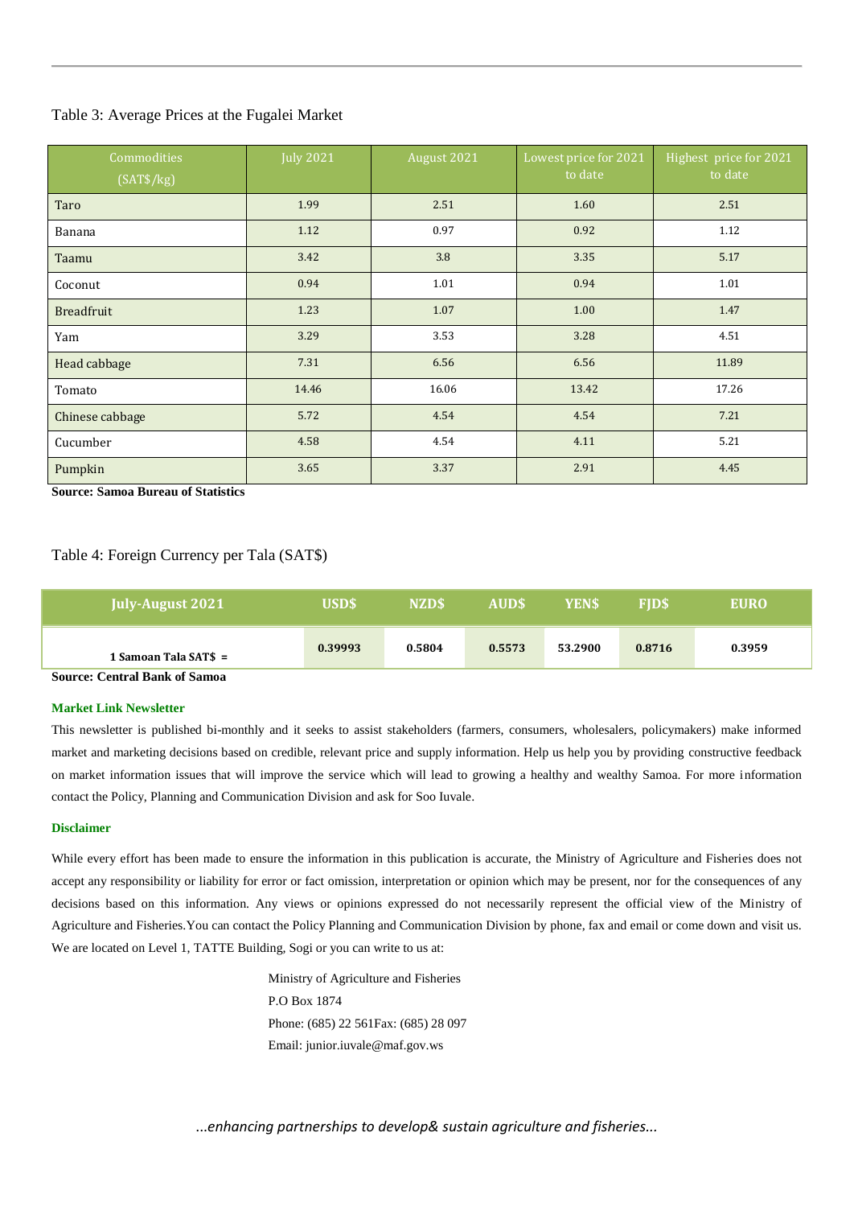Table 3: Average Prices at the Fugalei Market

| Commodities (SAT$/kg) | July 2021 | August 2021 | Lowest price for 2021 to date | Highest price for 2021 to date |
|---|---|---|---|---|
| Taro | 1.99 | 2.51 | 1.60 | 2.51 |
| Banana | 1.12 | 0.97 | 0.92 | 1.12 |
| Taamu | 3.42 | 3.8 | 3.35 | 5.17 |
| Coconut | 0.94 | 1.01 | 0.94 | 1.01 |
| Breadfruit | 1.23 | 1.07 | 1.00 | 1.47 |
| Yam | 3.29 | 3.53 | 3.28 | 4.51 |
| Head cabbage | 7.31 | 6.56 | 6.56 | 11.89 |
| Tomato | 14.46 | 16.06 | 13.42 | 17.26 |
| Chinese cabbage | 5.72 | 4.54 | 4.54 | 7.21 |
| Cucumber | 4.58 | 4.54 | 4.11 | 5.21 |
| Pumpkin | 3.65 | 3.37 | 2.91 | 4.45 |

**Source: Samoa Bureau of Statistics**

Table 4: Foreign Currency per Tala (SAT$)

| July-August 2021 | USD$ | NZD$ | AUD$ | YEN$ | FJD$ | EURO |
|---|---|---|---|---|---|---|
| 1 Samoan Tala SAT$ = | 0.39993 | 0.5804 | 0.5573 | 53.2900 | 0.8716 | 0.3959 |

**Source: Central Bank of Samoa**

**Market Link Newsletter**

This newsletter is published bi-monthly and it seeks to assist stakeholders (farmers, consumers, wholesalers, policymakers) make informed market and marketing decisions based on credible, relevant price and supply information. Help us help you by providing constructive feedback on market information issues that will improve the service which will lead to growing a healthy and wealthy Samoa. For more information contact the Policy, Planning and Communication Division and ask for Soo Iuvale.

**Disclaimer**

While every effort has been made to ensure the information in this publication is accurate, the Ministry of Agriculture and Fisheries does not accept any responsibility or liability for error or fact omission, interpretation or opinion which may be present, nor for the consequences of any decisions based on this information. Any views or opinions expressed do not necessarily represent the official view of the Ministry of Agriculture and Fisheries.You can contact the Policy Planning and Communication Division by phone, fax and email or come down and visit us. We are located on Level 1, TATTE Building, Sogi or you can write to us at:

Ministry of Agriculture and Fisheries
P.O Box 1874
Phone: (685) 22 561Fax: (685) 28 097
Email: junior.iuvale@maf.gov.ws

*...enhancing partnerships to develop& sustain agriculture and fisheries...*